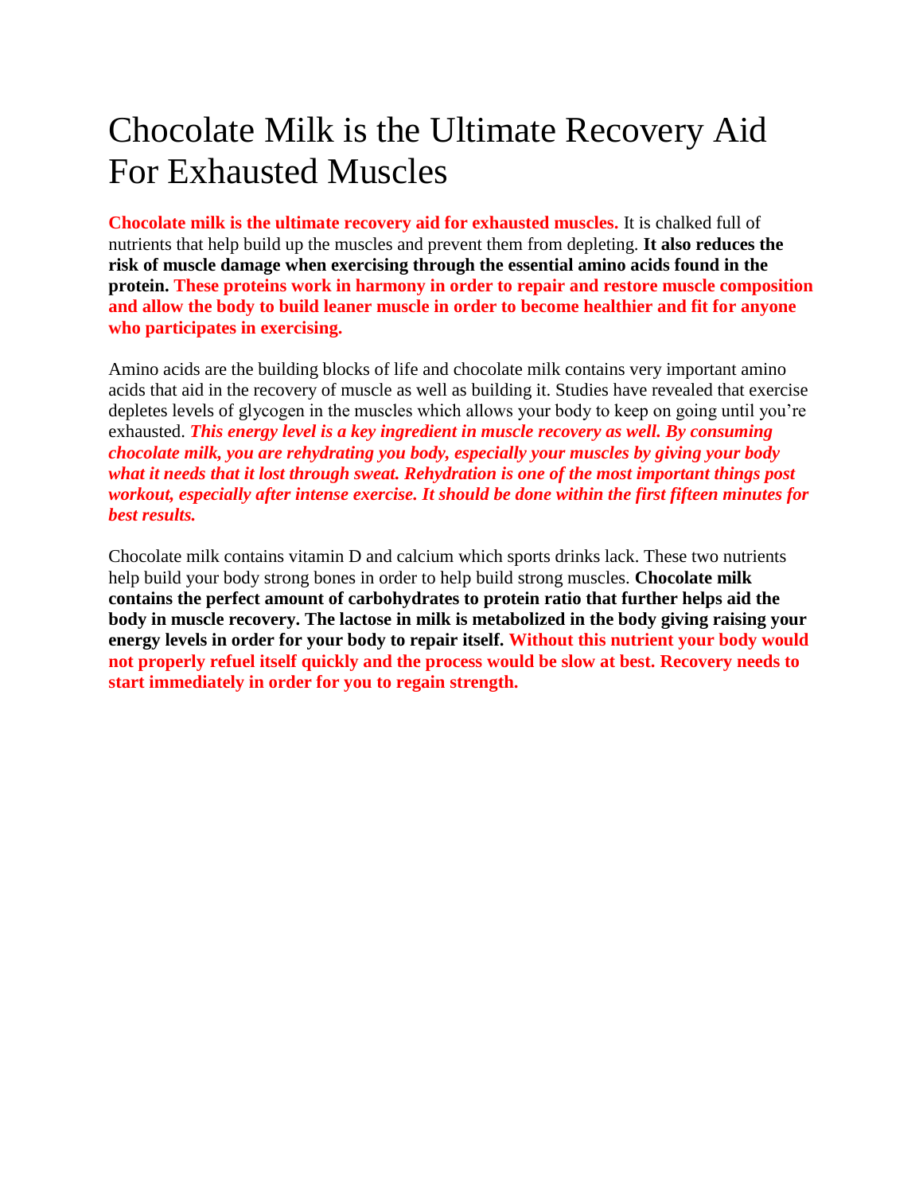# Chocolate Milk is the Ultimate Recovery Aid For Exhausted Muscles

**Chocolate milk is the ultimate recovery aid for exhausted muscles.** It is chalked full of nutrients that help build up the muscles and prevent them from depleting. **It also reduces the risk of muscle damage when exercising through the essential amino acids found in the protein. These proteins work in harmony in order to repair and restore muscle composition and allow the body to build leaner muscle in order to become healthier and fit for anyone who participates in exercising.**

Amino acids are the building blocks of life and chocolate milk contains very important amino acids that aid in the recovery of muscle as well as building it. Studies have revealed that exercise depletes levels of glycogen in the muscles which allows your body to keep on going until you're exhausted. ***This energy level is a key ingredient in muscle recovery as well. By consuming chocolate milk, you are rehydrating you body, especially your muscles by giving your body what it needs that it lost through sweat. Rehydration is one of the most important things post workout, especially after intense exercise. It should be done within the first fifteen minutes for best results.***

Chocolate milk contains vitamin D and calcium which sports drinks lack. These two nutrients help build your body strong bones in order to help build strong muscles. **Chocolate milk contains the perfect amount of carbohydrates to protein ratio that further helps aid the body in muscle recovery. The lactose in milk is metabolized in the body giving raising your energy levels in order for your body to repair itself. Without this nutrient your body would not properly refuel itself quickly and the process would be slow at best. Recovery needs to start immediately in order for you to regain strength.**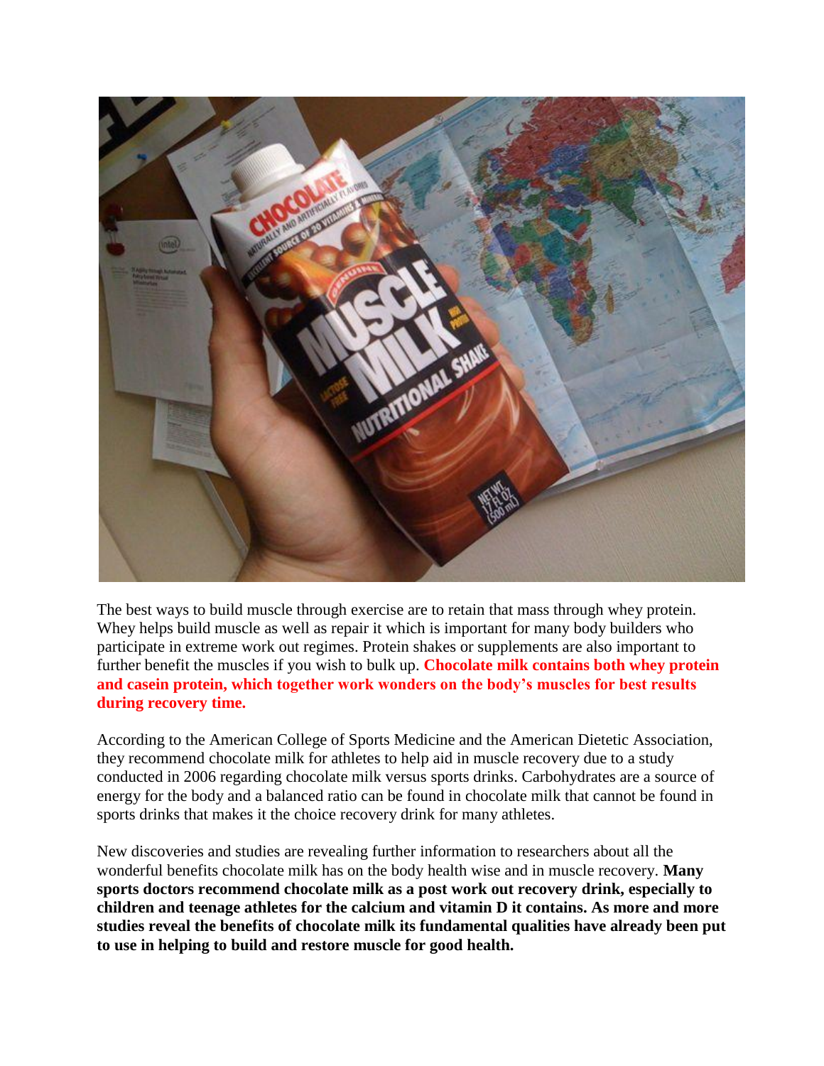The best ways to build muscle through exercise are to retain that mass through whey protein. Whey helps build muscle as well as repair it which is important for many body builders who participate in extreme work out regimes. Protein shakes or supplements are also important to further benefit the muscles if you wish to bulk up. **Chocolate milk contains both whey protein and casein protein, which together work wonders on the body's muscles for best results during recovery time.**

According to the American College of Sports Medicine and the American Dietetic Association, they recommend chocolate milk for athletes to help aid in muscle recovery due to a study conducted in 2006 regarding chocolate milk versus sports drinks. Carbohydrates are a source of energy for the body and a balanced ratio can be found in chocolate milk that cannot be found in sports drinks that makes it the choice recovery drink for many athletes.

New discoveries and studies are revealing further information to researchers about all the wonderful benefits chocolate milk has on the body health wise and in muscle recovery. **Many sports doctors recommend chocolate milk as a post work out recovery drink, especially to children and teenage athletes for the calcium and vitamin D it contains. As more and more studies reveal the benefits of chocolate milk its fundamental qualities have already been put to use in helping to build and restore muscle for good health.**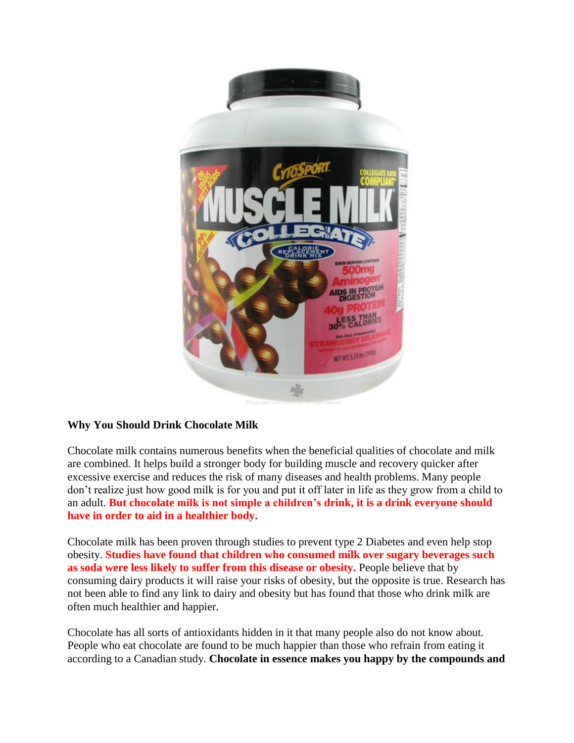**Why You Should Drink Chocolate Milk**

Chocolate milk contains numerous benefits when the beneficial qualities of chocolate and milk are combined. It helps build a stronger body for building muscle and recovery quicker after excessive exercise and reduces the risk of many diseases and health problems. Many people don't realize just how good milk is for you and put it off later in life as they grow from a child to an adult. **But chocolate milk is not simple a children's drink, it is a drink everyone should have in order to aid in a healthier body.**

Chocolate milk has been proven through studies to prevent type 2 Diabetes and even help stop obesity. **Studies have found that children who consumed milk over sugary beverages such as soda were less likely to suffer from this disease or obesity.** People believe that by consuming dairy products it will raise your risks of obesity, but the opposite is true. Research has not been able to find any link to dairy and obesity but has found that those who drink milk are often much healthier and happier.

Chocolate has all sorts of antioxidants hidden in it that many people also do not know about. People who eat chocolate are found to be much happier than those who refrain from eating it according to a Canadian study. **Chocolate in essence makes you happy by the compounds and**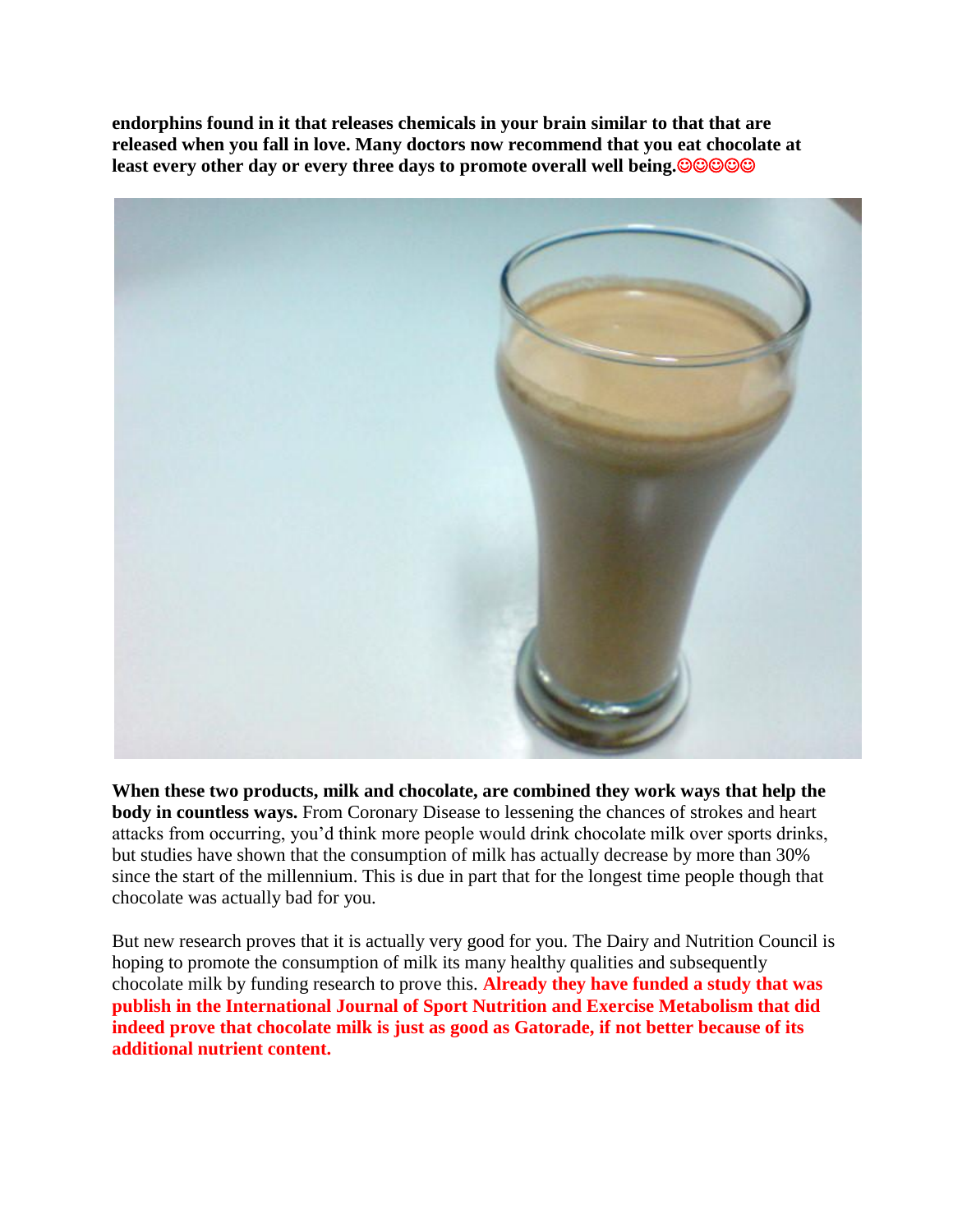**endorphins found in it that releases chemicals in your brain similar to that that are released when you fall in love. Many doctors now recommend that you eat chocolate at least every other day or every three days to promote overall well being.☺☺☺☺☺**

**When these two products, milk and chocolate, are combined they work ways that help the body in countless ways.** From Coronary Disease to lessening the chances of strokes and heart attacks from occurring, you'd think more people would drink chocolate milk over sports drinks, but studies have shown that the consumption of milk has actually decrease by more than 30% since the start of the millennium. This is due in part that for the longest time people though that chocolate was actually bad for you.

But new research proves that it is actually very good for you. The Dairy and Nutrition Council is hoping to promote the consumption of milk its many healthy qualities and subsequently chocolate milk by funding research to prove this. **Already they have funded a study that was publish in the International Journal of Sport Nutrition and Exercise Metabolism that did indeed prove that chocolate milk is just as good as Gatorade, if not better because of its additional nutrient content.**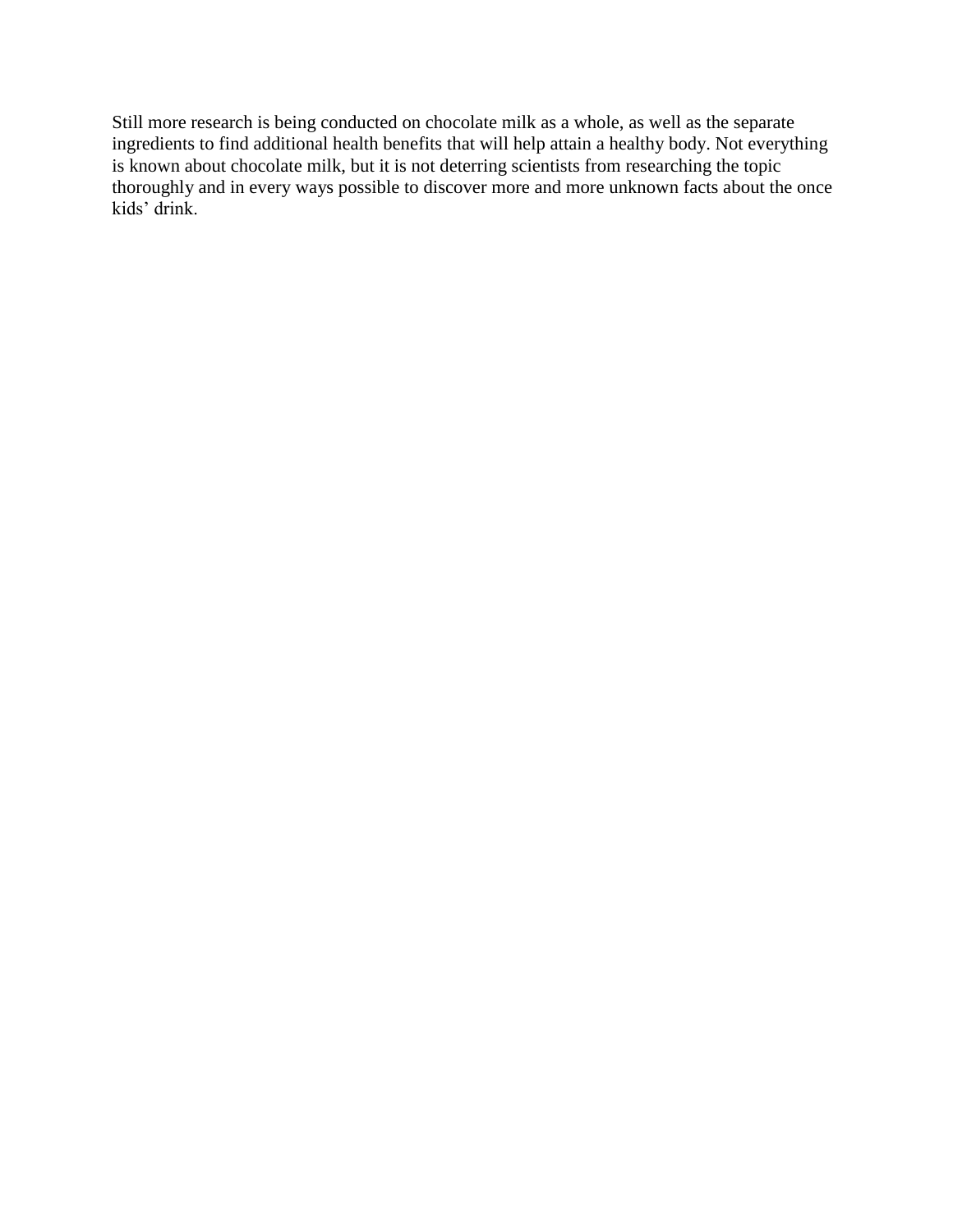Still more research is being conducted on chocolate milk as a whole, as well as the separate ingredients to find additional health benefits that will help attain a healthy body. Not everything is known about chocolate milk, but it is not deterring scientists from researching the topic thoroughly and in every ways possible to discover more and more unknown facts about the once kids' drink.